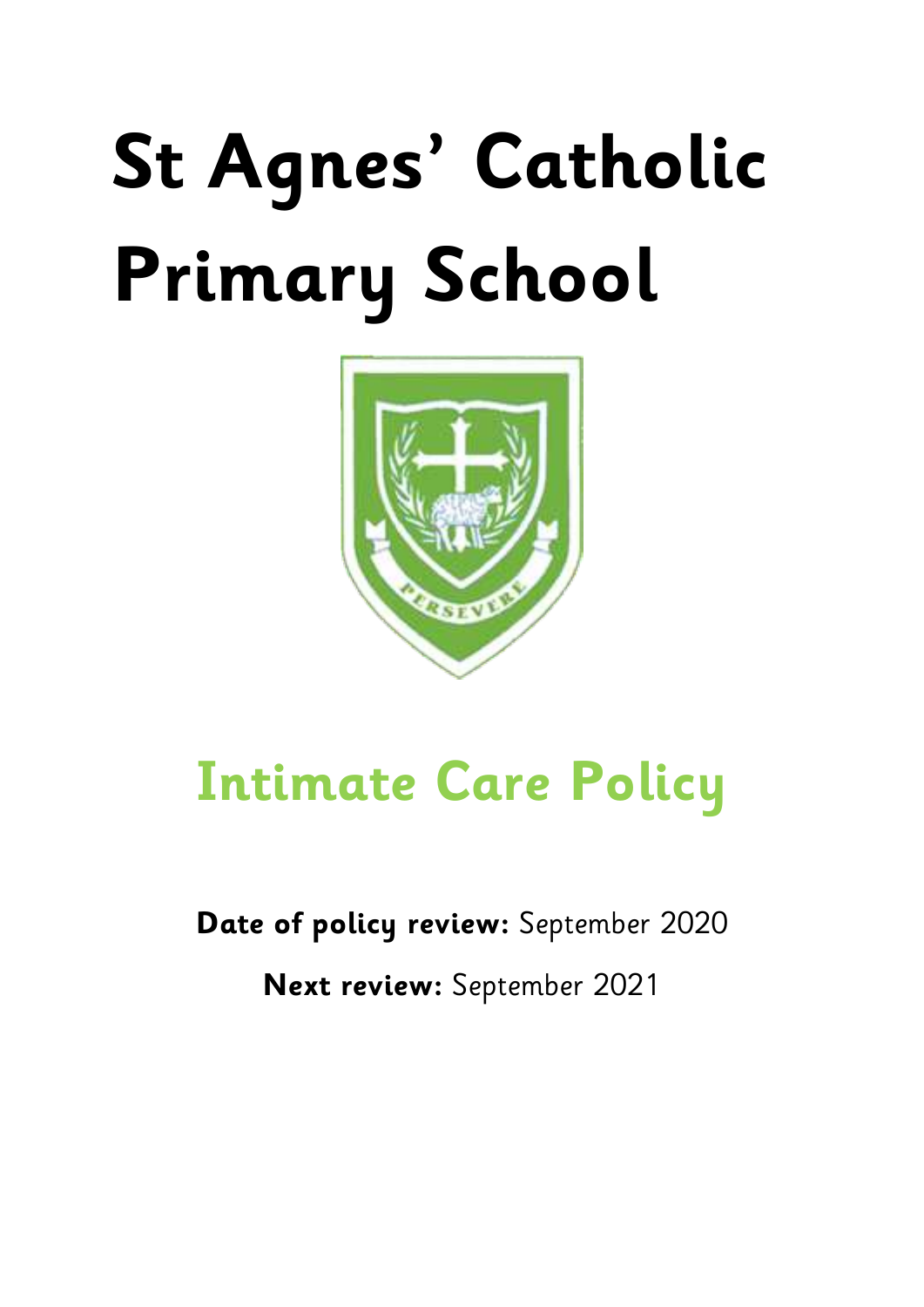# St Agnes' Catholic Primary School

## Intimate Care Policy

**Date of policy review:** September 2020

**Next review:** September 2021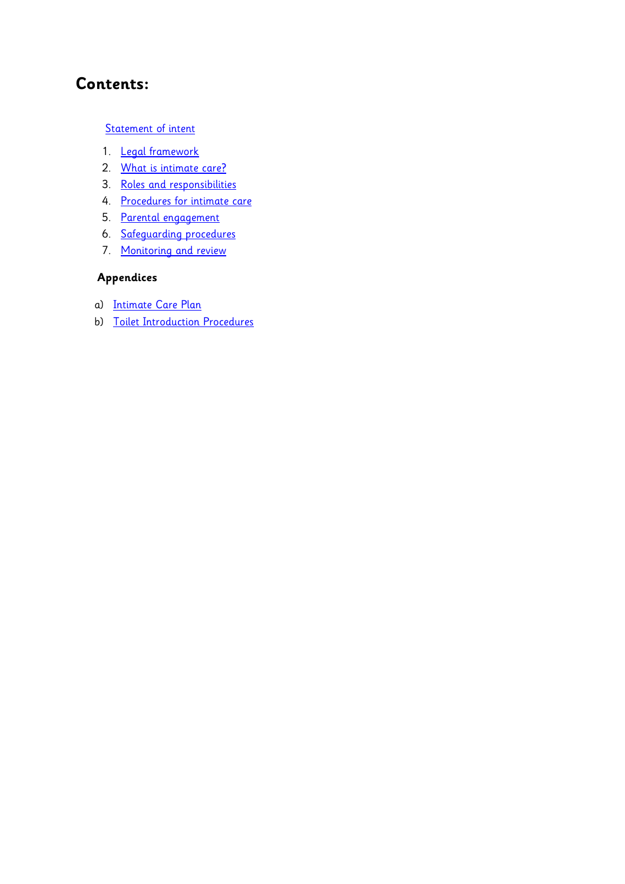# Contents:

Statement of intent

1. Legal framework
2. What is intimate care?
3. Roles and responsibilities
4. Procedures for intimate care
5. Parental engagement
6. Safeguarding procedures
7. Monitoring and review

**Appendices**

a) Intimate Care Plan

b) Toilet Introduction Procedures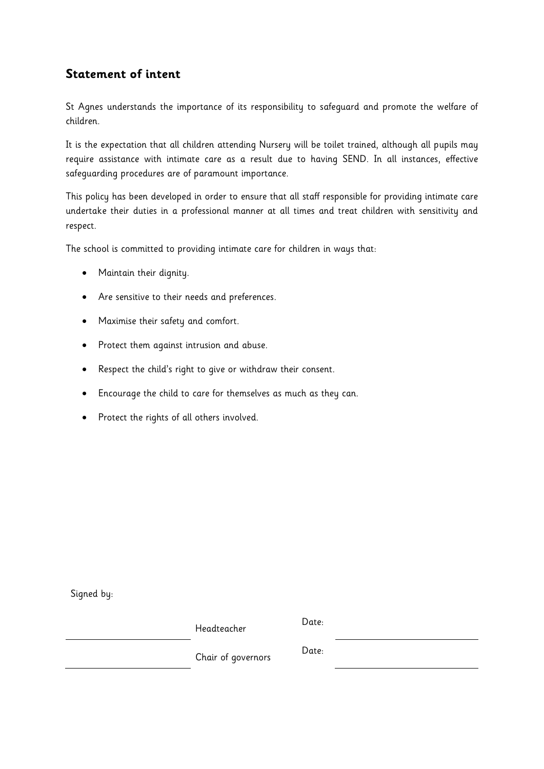## Statement of intent

St Agnes understands the importance of its responsibility to safeguard and promote the welfare of children.

It is the expectation that all children attending Nursery will be toilet trained, although all pupils may require assistance with intimate care as a result due to having SEND. In all instances, effective safeguarding procedures are of paramount importance.

This policy has been developed in order to ensure that all staff responsible for providing intimate care undertake their duties in a professional manner at all times and treat children with sensitivity and respect.

The school is committed to providing intimate care for children in ways that:

- Maintain their dignity.
- Are sensitive to their needs and preferences.
- Maximise their safety and comfort.
- Protect them against intrusion and abuse.
- Respect the child's right to give or withdraw their consent.
- Encourage the child to care for themselves as much as they can.
- Protect the rights of all others involved.

Signed by:

| | | | |
|---|---|---|---|
| ____________________ | Headteacher | Date: | ____________________ |
| ____________________ | Chair of governors | Date: | ____________________ |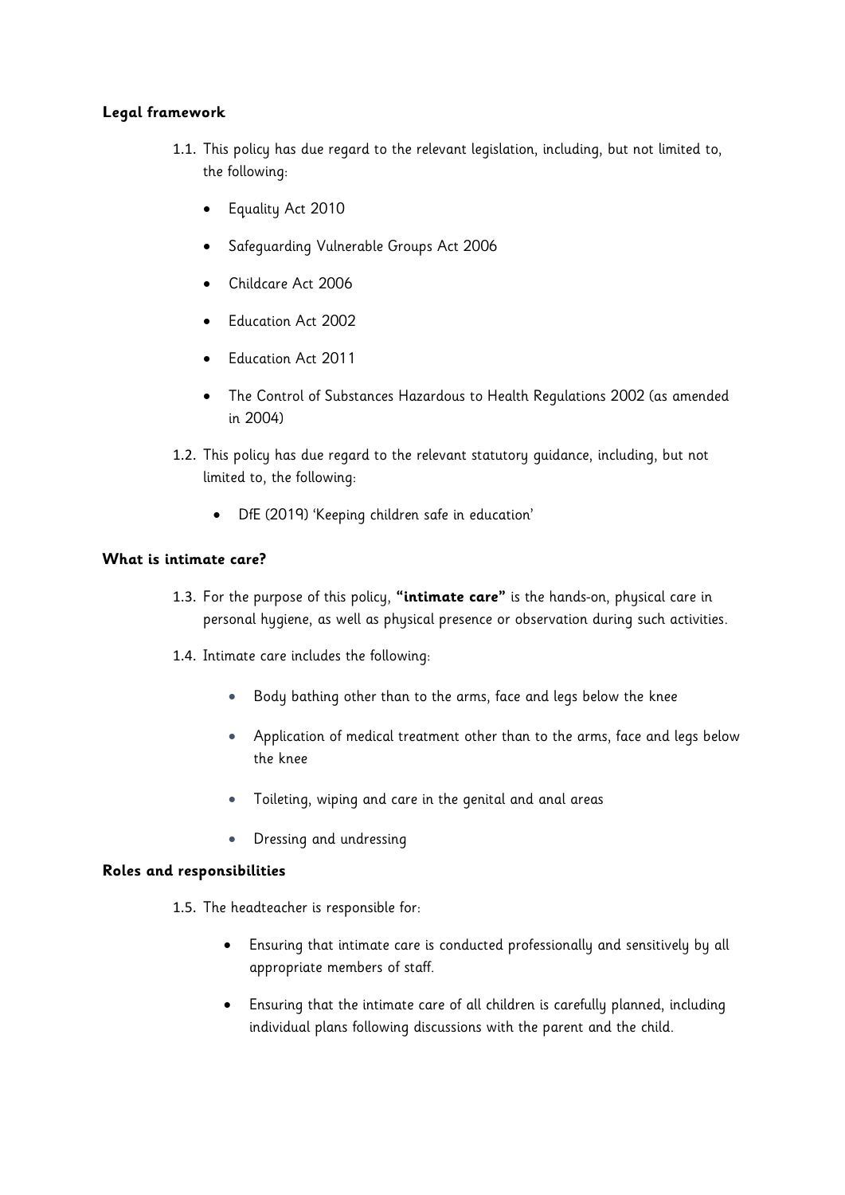**Legal framework**

1.1. This policy has due regard to the relevant legislation, including, but not limited to, the following:

- Equality Act 2010
- Safeguarding Vulnerable Groups Act 2006
- Childcare Act 2006
- Education Act 2002
- Education Act 2011
- The Control of Substances Hazardous to Health Regulations 2002 (as amended in 2004)

1.2. This policy has due regard to the relevant statutory guidance, including, but not limited to, the following:

- DfE (2019) 'Keeping children safe in education'

**What is intimate care?**

1.3. For the purpose of this policy, **"intimate care"** is the hands-on, physical care in personal hygiene, as well as physical presence or observation during such activities.

1.4. Intimate care includes the following:

- Body bathing other than to the arms, face and legs below the knee
- Application of medical treatment other than to the arms, face and legs below the knee
- Toileting, wiping and care in the genital and anal areas
- Dressing and undressing

**Roles and responsibilities**

1.5. The headteacher is responsible for:

- Ensuring that intimate care is conducted professionally and sensitively by all appropriate members of staff.
- Ensuring that the intimate care of all children is carefully planned, including individual plans following discussions with the parent and the child.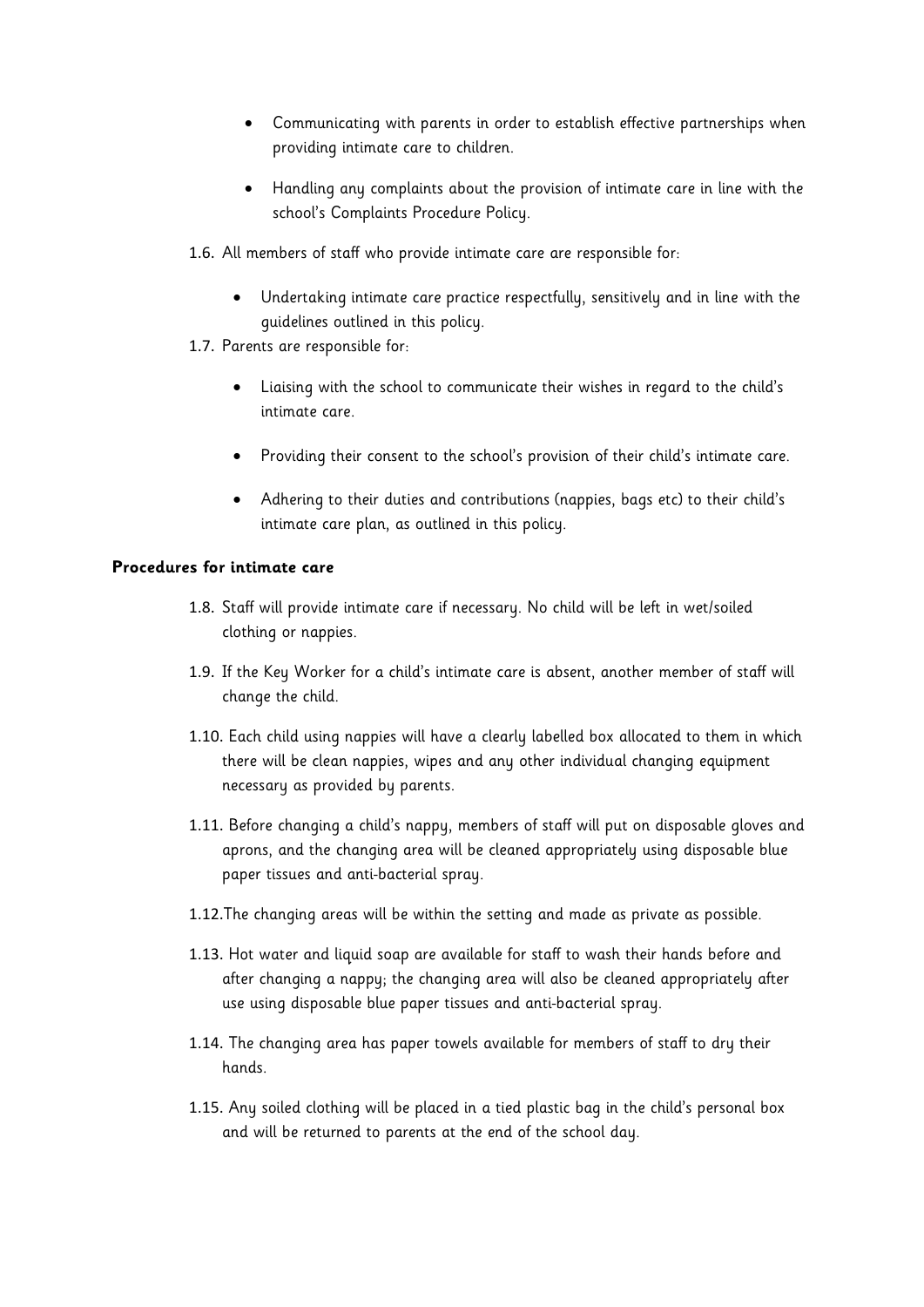- Communicating with parents in order to establish effective partnerships when providing intimate care to children.
- Handling any complaints about the provision of intimate care in line with the school's Complaints Procedure Policy.

1.6. All members of staff who provide intimate care are responsible for:

- Undertaking intimate care practice respectfully, sensitively and in line with the guidelines outlined in this policy.

1.7. Parents are responsible for:

- Liaising with the school to communicate their wishes in regard to the child's intimate care.
- Providing their consent to the school's provision of their child's intimate care.
- Adhering to their duties and contributions (nappies, bags etc) to their child's intimate care plan, as outlined in this policy.

**Procedures for intimate care**

1.8. Staff will provide intimate care if necessary. No child will be left in wet/soiled clothing or nappies.

1.9. If the Key Worker for a child's intimate care is absent, another member of staff will change the child.

1.10. Each child using nappies will have a clearly labelled box allocated to them in which there will be clean nappies, wipes and any other individual changing equipment necessary as provided by parents.

1.11. Before changing a child's nappy, members of staff will put on disposable gloves and aprons, and the changing area will be cleaned appropriately using disposable blue paper tissues and anti-bacterial spray.

1.12.The changing areas will be within the setting and made as private as possible.

1.13. Hot water and liquid soap are available for staff to wash their hands before and after changing a nappy; the changing area will also be cleaned appropriately after use using disposable blue paper tissues and anti-bacterial spray.

1.14. The changing area has paper towels available for members of staff to dry their hands.

1.15. Any soiled clothing will be placed in a tied plastic bag in the child's personal box and will be returned to parents at the end of the school day.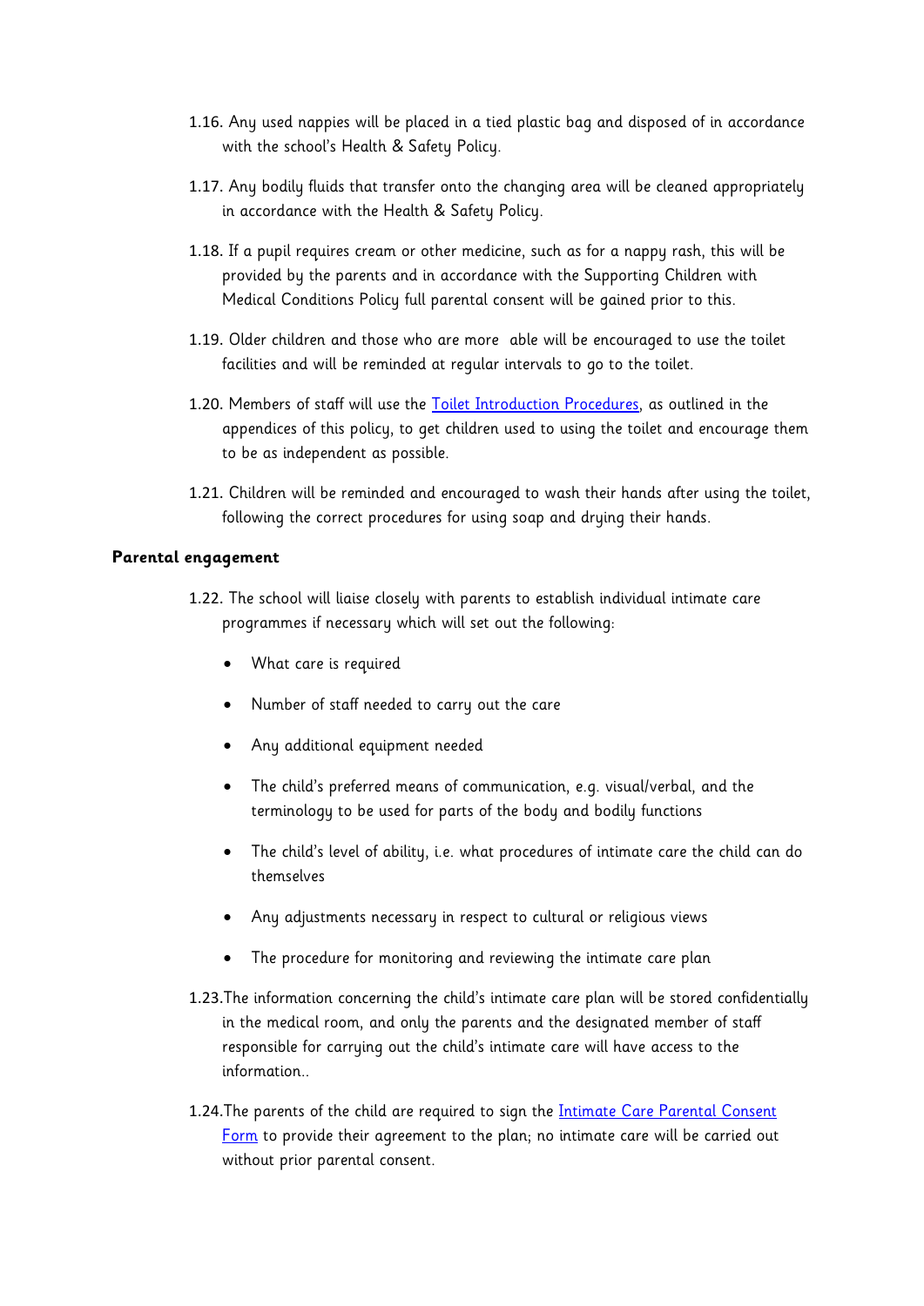1.16. Any used nappies will be placed in a tied plastic bag and disposed of in accordance with the school's Health & Safety Policy.

1.17. Any bodily fluids that transfer onto the changing area will be cleaned appropriately in accordance with the Health & Safety Policy.

1.18. If a pupil requires cream or other medicine, such as for a nappy rash, this will be provided by the parents and in accordance with the Supporting Children with Medical Conditions Policy full parental consent will be gained prior to this.

1.19. Older children and those who are more able will be encouraged to use the toilet facilities and will be reminded at regular intervals to go to the toilet.

1.20. Members of staff will use the Toilet Introduction Procedures, as outlined in the appendices of this policy, to get children used to using the toilet and encourage them to be as independent as possible.

1.21. Children will be reminded and encouraged to wash their hands after using the toilet, following the correct procedures for using soap and drying their hands.

**Parental engagement**

1.22. The school will liaise closely with parents to establish individual intimate care programmes if necessary which will set out the following:

- What care is required
- Number of staff needed to carry out the care
- Any additional equipment needed
- The child's preferred means of communication, e.g. visual/verbal, and the terminology to be used for parts of the body and bodily functions
- The child's level of ability, i.e. what procedures of intimate care the child can do themselves
- Any adjustments necessary in respect to cultural or religious views
- The procedure for monitoring and reviewing the intimate care plan

1.23. The information concerning the child's intimate care plan will be stored confidentially in the medical room, and only the parents and the designated member of staff responsible for carrying out the child's intimate care will have access to the information..

1.24. The parents of the child are required to sign the Intimate Care Parental Consent Form to provide their agreement to the plan; no intimate care will be carried out without prior parental consent.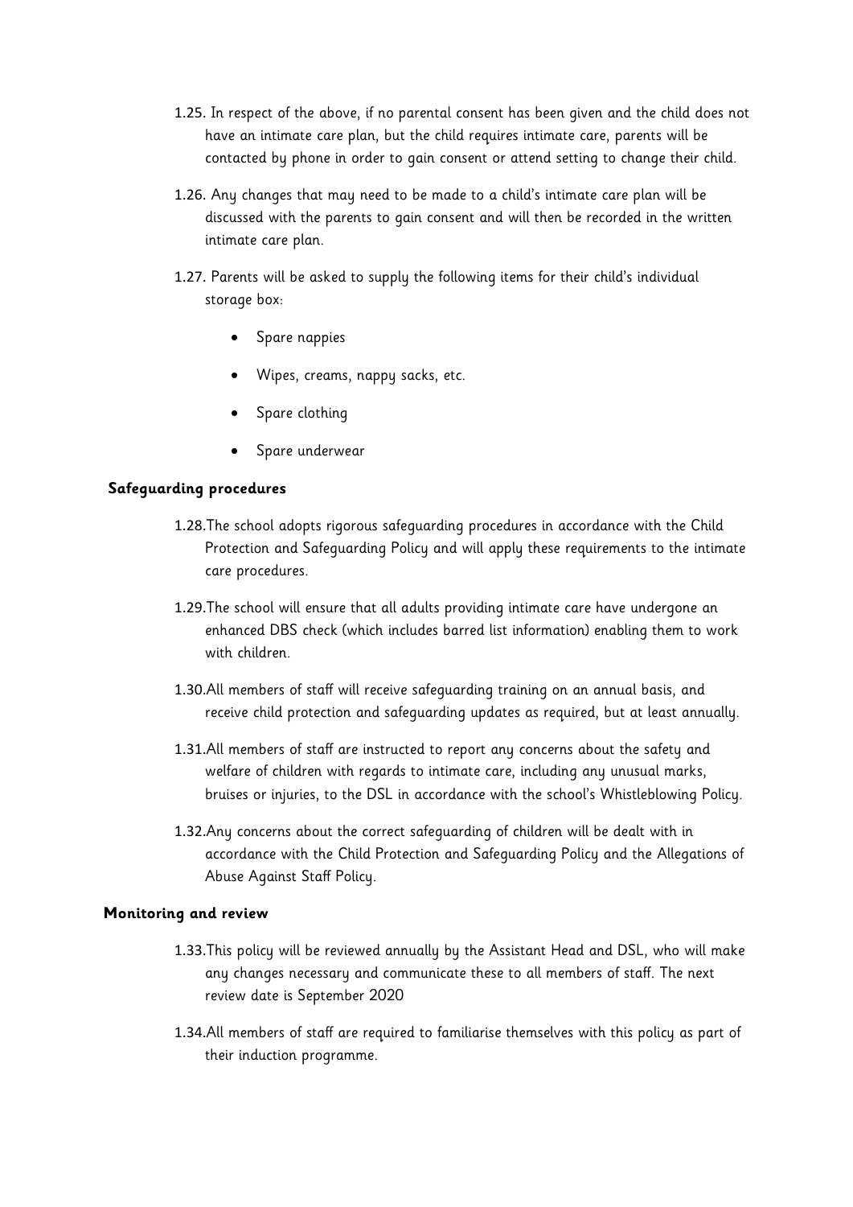1.25. In respect of the above, if no parental consent has been given and the child does not have an intimate care plan, but the child requires intimate care, parents will be contacted by phone in order to gain consent or attend setting to change their child.

1.26. Any changes that may need to be made to a child's intimate care plan will be discussed with the parents to gain consent and will then be recorded in the written intimate care plan.

1.27. Parents will be asked to supply the following items for their child's individual storage box:

- Spare nappies
- Wipes, creams, nappy sacks, etc.
- Spare clothing
- Spare underwear

**Safeguarding procedures**

1.28. The school adopts rigorous safeguarding procedures in accordance with the Child Protection and Safeguarding Policy and will apply these requirements to the intimate care procedures.

1.29. The school will ensure that all adults providing intimate care have undergone an enhanced DBS check (which includes barred list information) enabling them to work with children.

1.30. All members of staff will receive safeguarding training on an annual basis, and receive child protection and safeguarding updates as required, but at least annually.

1.31. All members of staff are instructed to report any concerns about the safety and welfare of children with regards to intimate care, including any unusual marks, bruises or injuries, to the DSL in accordance with the school's Whistleblowing Policy.

1.32. Any concerns about the correct safeguarding of children will be dealt with in accordance with the Child Protection and Safeguarding Policy and the Allegations of Abuse Against Staff Policy.

**Monitoring and review**

1.33. This policy will be reviewed annually by the Assistant Head and DSL, who will make any changes necessary and communicate these to all members of staff. The next review date is September 2020

1.34. All members of staff are required to familiarise themselves with this policy as part of their induction programme.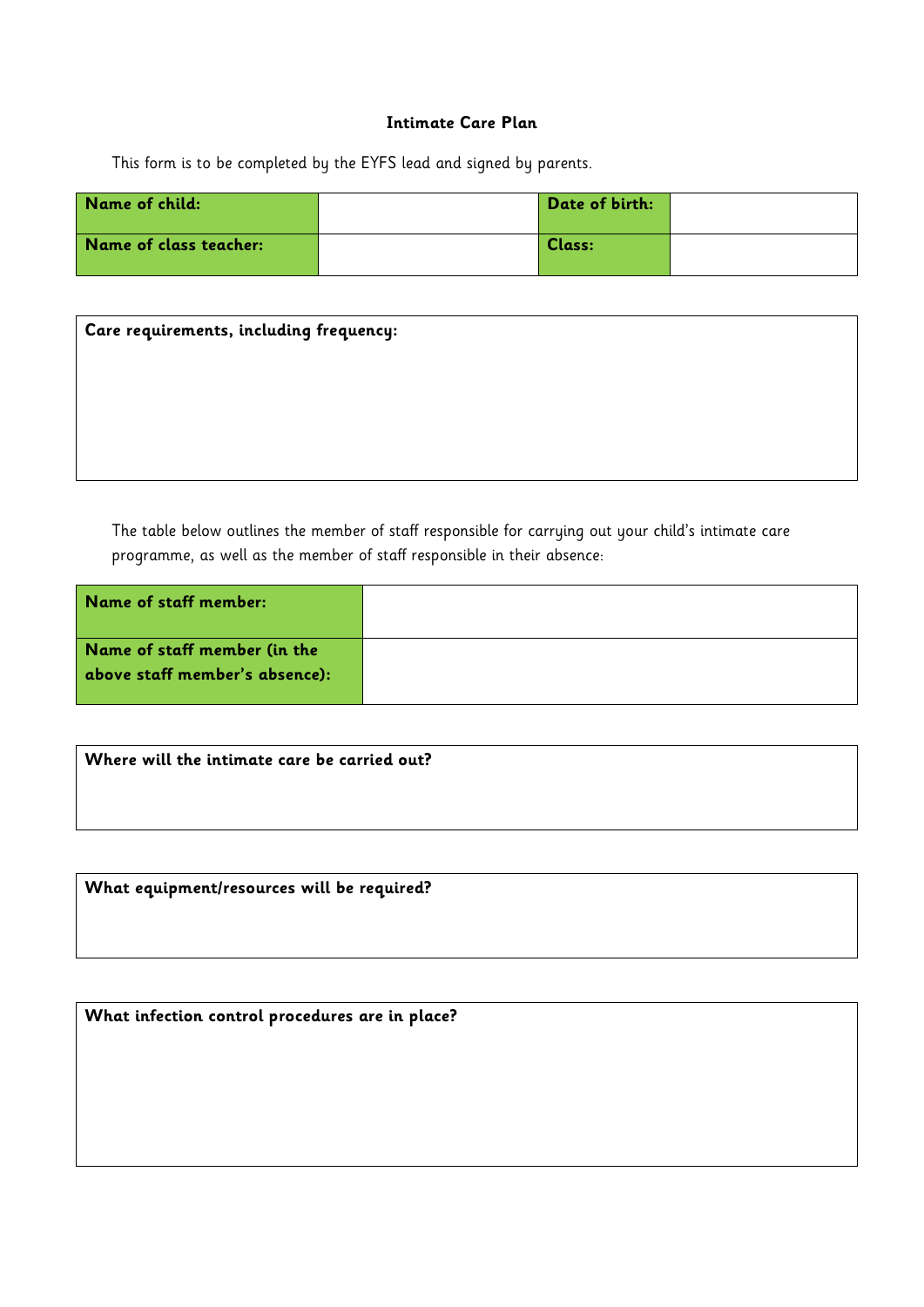## Intimate Care Plan

This form is to be completed by the EYFS lead and signed by parents.

| **Name of child:** | | **Date of birth:** | |
|---|---|---|---|
| **Name of class teacher:** | | **Class:** | |

| **Care requirements, including frequency:** |
|---|
| |

The table below outlines the member of staff responsible for carrying out your child's intimate care programme, as well as the member of staff responsible in their absence:

| **Name of staff member:** | |
|---|---|
| **Name of staff member (in the above staff member's absence):** | |

| **Where will the intimate care be carried out?** |
|---|
| |

| **What equipment/resources will be required?** |
|---|
| |

| **What infection control procedures are in place?** |
|---|
| |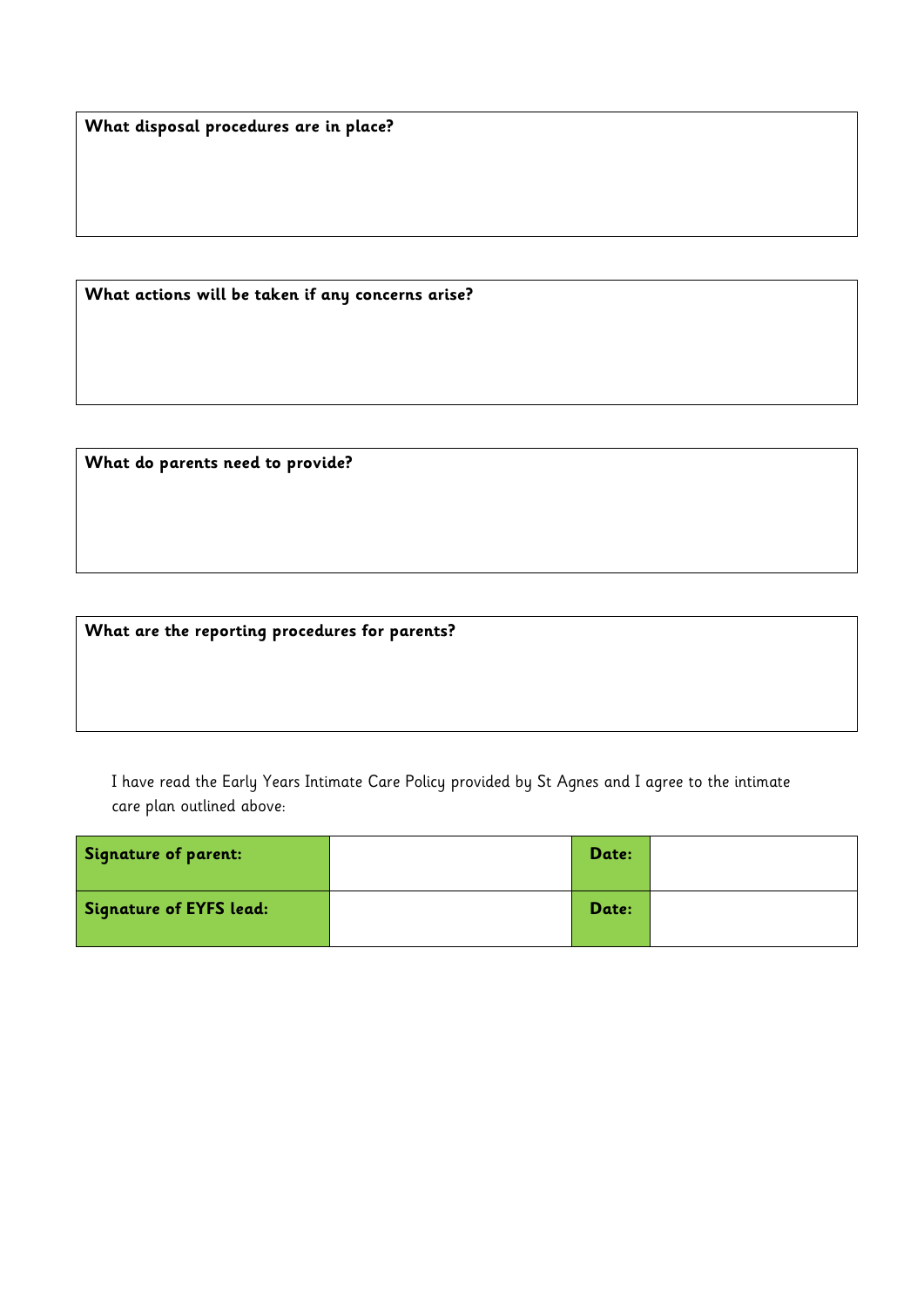**What disposal procedures are in place?**

**What actions will be taken if any concerns arise?**

**What do parents need to provide?**

**What are the reporting procedures for parents?**

I have read the Early Years Intimate Care Policy provided by St Agnes and I agree to the intimate care plan outlined above:

| **Signature of parent:** | | **Date:** | |
|---|---|---|---|
| **Signature of EYFS lead:** | | **Date:** | |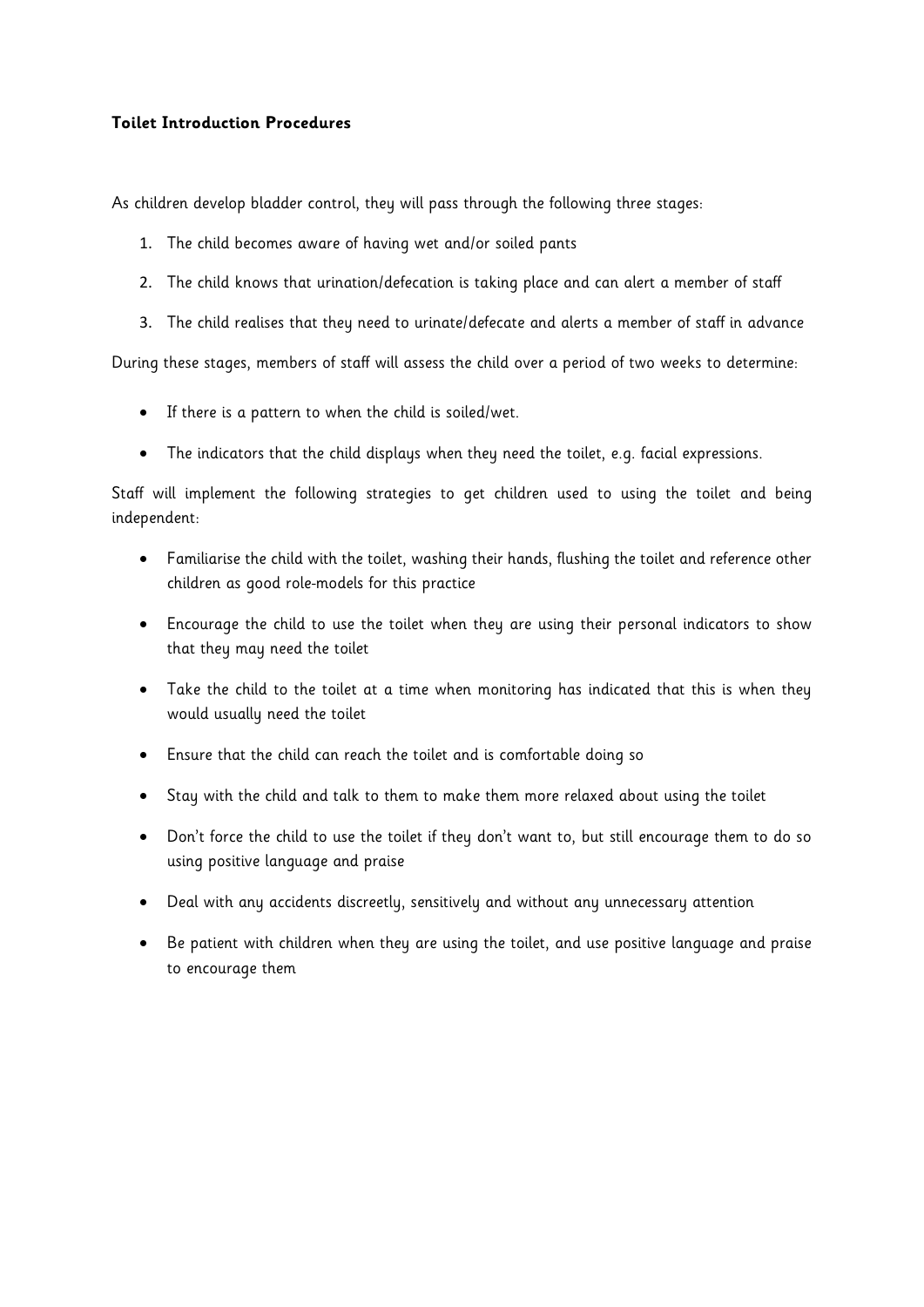**Toilet Introduction Procedures**

As children develop bladder control, they will pass through the following three stages:

1. The child becomes aware of having wet and/or soiled pants
2. The child knows that urination/defecation is taking place and can alert a member of staff
3. The child realises that they need to urinate/defecate and alerts a member of staff in advance

During these stages, members of staff will assess the child over a period of two weeks to determine:

- If there is a pattern to when the child is soiled/wet.
- The indicators that the child displays when they need the toilet, e.g. facial expressions.

Staff will implement the following strategies to get children used to using the toilet and being independent:

- Familiarise the child with the toilet, washing their hands, flushing the toilet and reference other children as good role-models for this practice
- Encourage the child to use the toilet when they are using their personal indicators to show that they may need the toilet
- Take the child to the toilet at a time when monitoring has indicated that this is when they would usually need the toilet
- Ensure that the child can reach the toilet and is comfortable doing so
- Stay with the child and talk to them to make them more relaxed about using the toilet
- Don't force the child to use the toilet if they don't want to, but still encourage them to do so using positive language and praise
- Deal with any accidents discreetly, sensitively and without any unnecessary attention
- Be patient with children when they are using the toilet, and use positive language and praise to encourage them